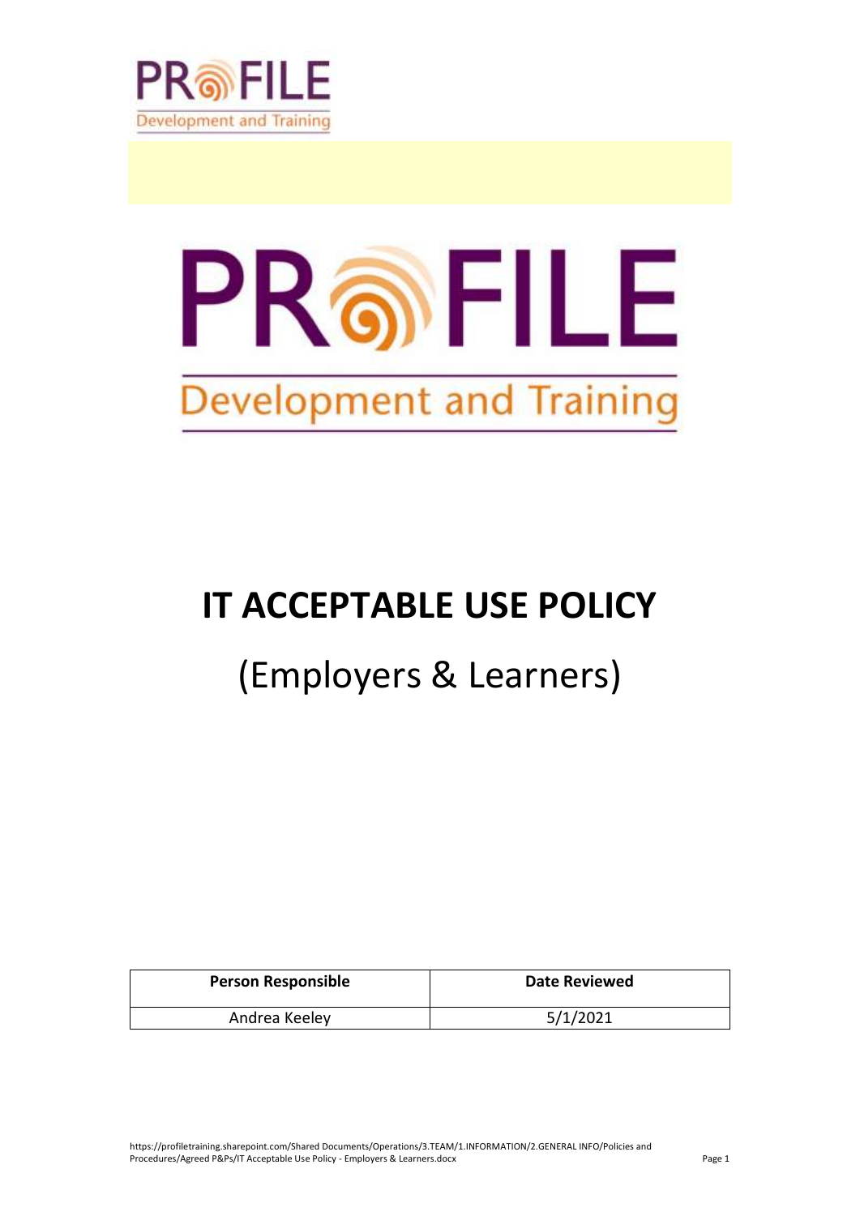# IT ACCEPTABLE USE POLICY

## (Employers & Learners)

| Person Responsible | Date Reviewed |
| --- | --- |
| Andrea Keeley | 5/1/2021 |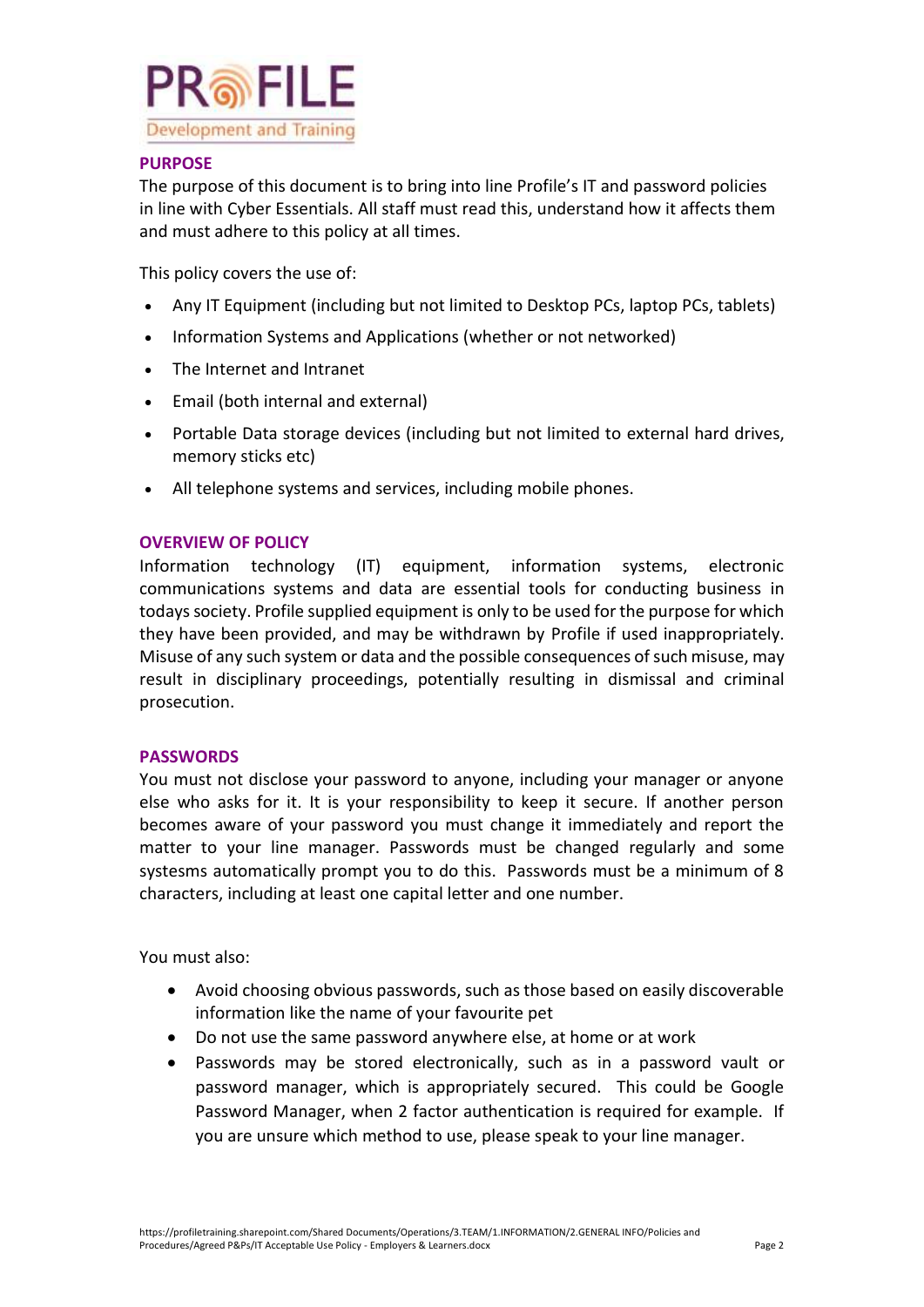## PURPOSE

The purpose of this document is to bring into line Profile's IT and password policies in line with Cyber Essentials. All staff must read this, understand how it affects them and must adhere to this policy at all times.

This policy covers the use of:

- Any IT Equipment (including but not limited to Desktop PCs, laptop PCs, tablets)
- Information Systems and Applications (whether or not networked)
- The Internet and Intranet
- Email (both internal and external)
- Portable Data storage devices (including but not limited to external hard drives, memory sticks etc)
- All telephone systems and services, including mobile phones.

## OVERVIEW OF POLICY

Information technology (IT) equipment, information systems, electronic communications systems and data are essential tools for conducting business in todays society. Profile supplied equipment is only to be used for the purpose for which they have been provided, and may be withdrawn by Profile if used inappropriately. Misuse of any such system or data and the possible consequences of such misuse, may result in disciplinary proceedings, potentially resulting in dismissal and criminal prosecution.

## PASSWORDS

You must not disclose your password to anyone, including your manager or anyone else who asks for it. It is your responsibility to keep it secure. If another person becomes aware of your password you must change it immediately and report the matter to your line manager. Passwords must be changed regularly and some systesms automatically prompt you to do this. Passwords must be a minimum of 8 characters, including at least one capital letter and one number.

You must also:

- Avoid choosing obvious passwords, such as those based on easily discoverable information like the name of your favourite pet
- Do not use the same password anywhere else, at home or at work
- Passwords may be stored electronically, such as in a password vault or password manager, which is appropriately secured. This could be Google Password Manager, when 2 factor authentication is required for example. If you are unsure which method to use, please speak to your line manager.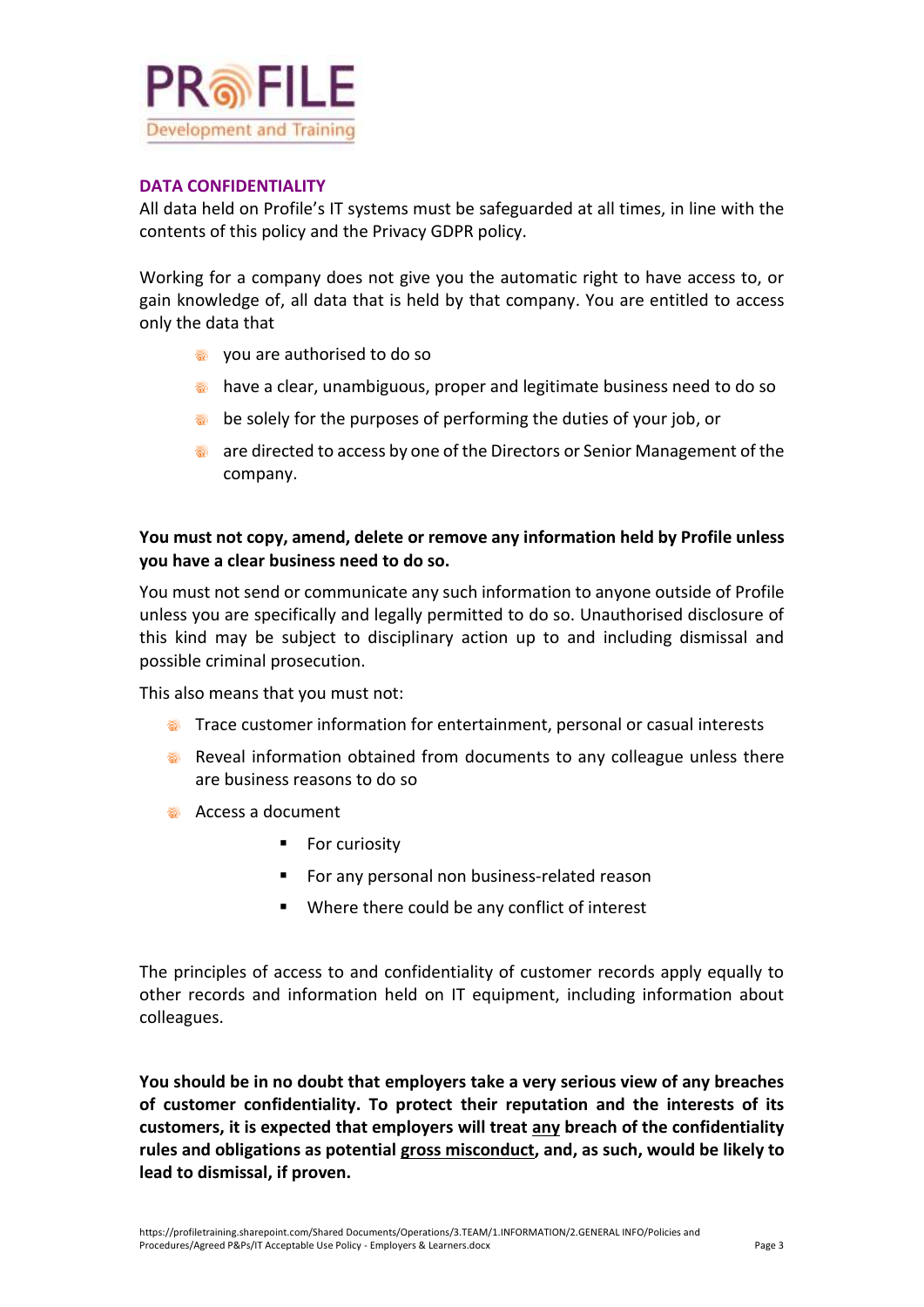## DATA CONFIDENTIALITY

All data held on Profile's IT systems must be safeguarded at all times, in line with the contents of this policy and the Privacy GDPR policy.

Working for a company does not give you the automatic right to have access to, or gain knowledge of, all data that is held by that company. You are entitled to access only the data that

- you are authorised to do so
- have a clear, unambiguous, proper and legitimate business need to do so
- be solely for the purposes of performing the duties of your job, or
- are directed to access by one of the Directors or Senior Management of the company.

**You must not copy, amend, delete or remove any information held by Profile unless you have a clear business need to do so.**

You must not send or communicate any such information to anyone outside of Profile unless you are specifically and legally permitted to do so. Unauthorised disclosure of this kind may be subject to disciplinary action up to and including dismissal and possible criminal prosecution.

This also means that you must not:

- Trace customer information for entertainment, personal or casual interests
- Reveal information obtained from documents to any colleague unless there are business reasons to do so
- Access a document
  - For curiosity
  - For any personal non business-related reason
  - Where there could be any conflict of interest

The principles of access to and confidentiality of customer records apply equally to other records and information held on IT equipment, including information about colleagues.

**You should be in no doubt that employers take a very serious view of any breaches of customer confidentiality. To protect their reputation and the interests of its customers, it is expected that employers will treat <u>any</u> breach of the confidentiality rules and obligations as potential <u>gross misconduct</u>, and, as such, would be likely to lead to dismissal, if proven.**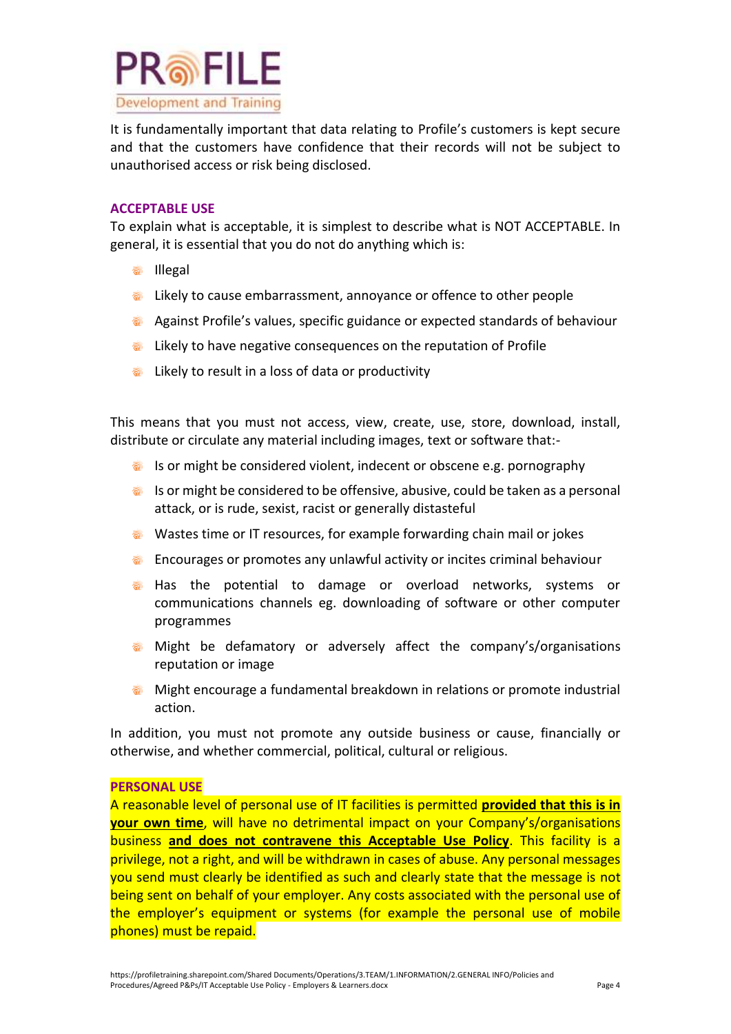It is fundamentally important that data relating to Profile's customers is kept secure and that the customers have confidence that their records will not be subject to unauthorised access or risk being disclosed.

## ACCEPTABLE USE

To explain what is acceptable, it is simplest to describe what is NOT ACCEPTABLE. In general, it is essential that you do not do anything which is:

- Illegal
- Likely to cause embarrassment, annoyance or offence to other people
- Against Profile's values, specific guidance or expected standards of behaviour
- Likely to have negative consequences on the reputation of Profile
- Likely to result in a loss of data or productivity

This means that you must not access, view, create, use, store, download, install, distribute or circulate any material including images, text or software that:-

- Is or might be considered violent, indecent or obscene e.g. pornography
- Is or might be considered to be offensive, abusive, could be taken as a personal attack, or is rude, sexist, racist or generally distasteful
- Wastes time or IT resources, for example forwarding chain mail or jokes
- Encourages or promotes any unlawful activity or incites criminal behaviour
- Has the potential to damage or overload networks, systems or communications channels eg. downloading of software or other computer programmes
- Might be defamatory or adversely affect the company's/organisations reputation or image
- Might encourage a fundamental breakdown in relations or promote industrial action.

In addition, you must not promote any outside business or cause, financially or otherwise, and whether commercial, political, cultural or religious.

## PERSONAL USE

A reasonable level of personal use of IT facilities is permitted **provided that this is in your own time**, will have no detrimental impact on your Company's/organisations business **and does not contravene this Acceptable Use Policy**. This facility is a privilege, not a right, and will be withdrawn in cases of abuse. Any personal messages you send must clearly be identified as such and clearly state that the message is not being sent on behalf of your employer. Any costs associated with the personal use of the employer's equipment or systems (for example the personal use of mobile phones) must be repaid.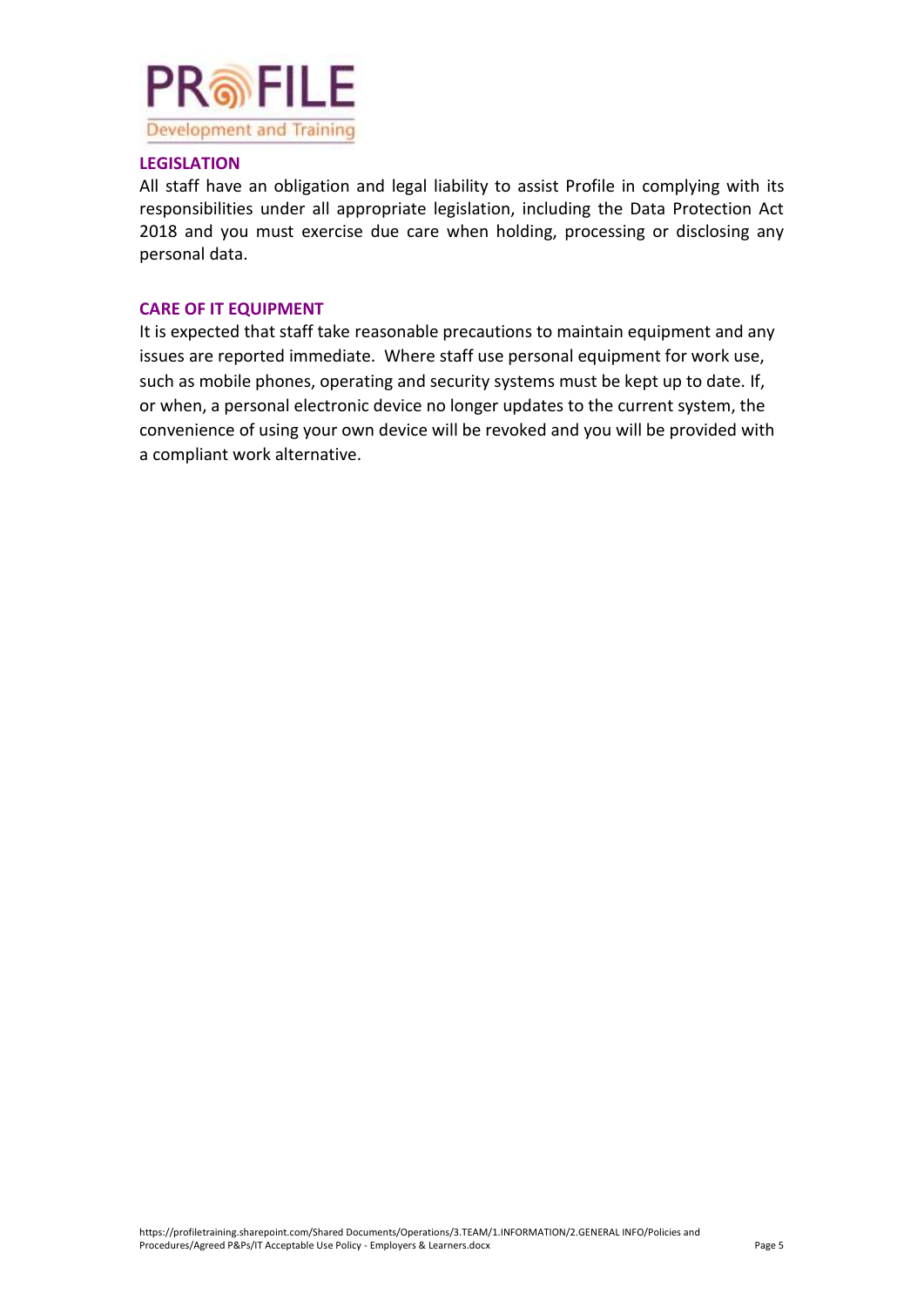## LEGISLATION

All staff have an obligation and legal liability to assist Profile in complying with its responsibilities under all appropriate legislation, including the Data Protection Act 2018 and you must exercise due care when holding, processing or disclosing any personal data.

## CARE OF IT EQUIPMENT

It is expected that staff take reasonable precautions to maintain equipment and any issues are reported immediate. Where staff use personal equipment for work use, such as mobile phones, operating and security systems must be kept up to date. If, or when, a personal electronic device no longer updates to the current system, the convenience of using your own device will be revoked and you will be provided with a compliant work alternative.